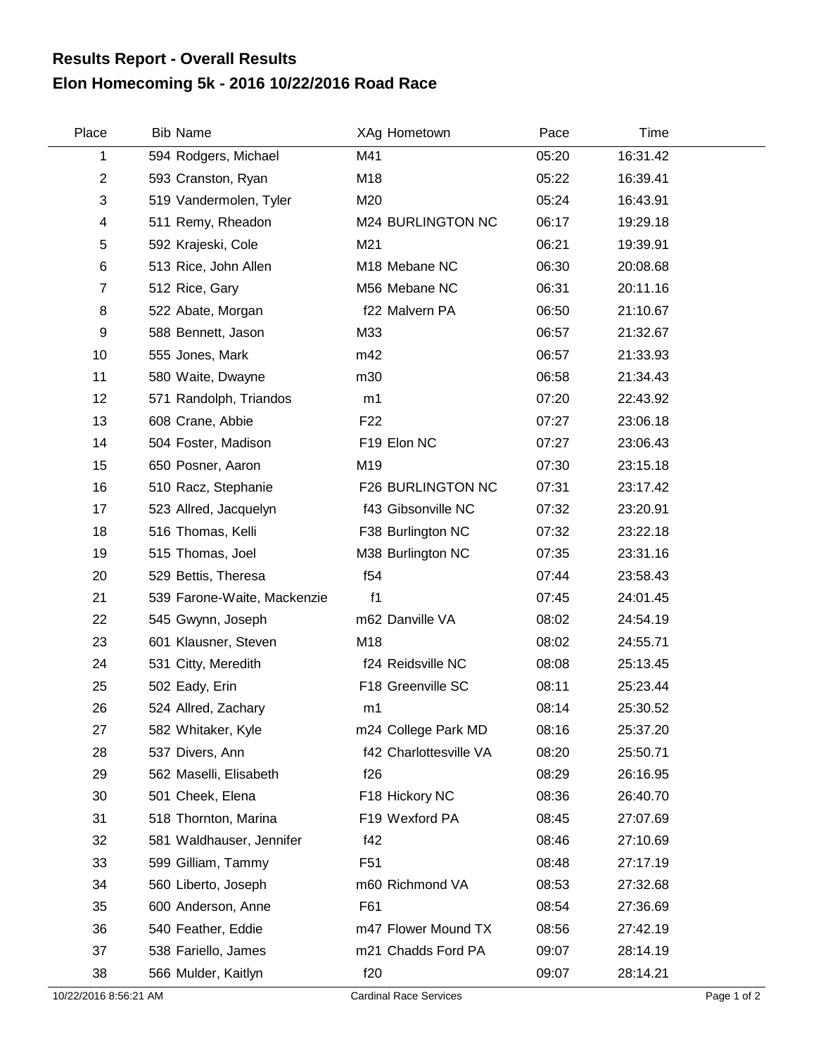# Results Report - Overall Results

## Elon Homecoming 5k - 2016 10/22/2016 Road Race

| Place | Bib | Name | XAg | Hometown | Pace | Time |
|---|---|---|---|---|---|---|
| 1 | 594 | Rodgers, Michael | M41 | | 05:20 | 16:31.42 |
| 2 | 593 | Cranston, Ryan | M18 | | 05:22 | 16:39.41 |
| 3 | 519 | Vandermolen, Tyler | M20 | | 05:24 | 16:43.91 |
| 4 | 511 | Remy, Rheadon | M24 | BURLINGTON NC | 06:17 | 19:29.18 |
| 5 | 592 | Krajeski, Cole | M21 | | 06:21 | 19:39.91 |
| 6 | 513 | Rice, John Allen | M18 | Mebane NC | 06:30 | 20:08.68 |
| 7 | 512 | Rice, Gary | M56 | Mebane NC | 06:31 | 20:11.16 |
| 8 | 522 | Abate, Morgan | f22 | Malvern PA | 06:50 | 21:10.67 |
| 9 | 588 | Bennett, Jason | M33 | | 06:57 | 21:32.67 |
| 10 | 555 | Jones, Mark | m42 | | 06:57 | 21:33.93 |
| 11 | 580 | Waite, Dwayne | m30 | | 06:58 | 21:34.43 |
| 12 | 571 | Randolph, Triandos | m1 | | 07:20 | 22:43.92 |
| 13 | 608 | Crane, Abbie | F22 | | 07:27 | 23:06.18 |
| 14 | 504 | Foster, Madison | F19 | Elon NC | 07:27 | 23:06.43 |
| 15 | 650 | Posner, Aaron | M19 | | 07:30 | 23:15.18 |
| 16 | 510 | Racz, Stephanie | F26 | BURLINGTON NC | 07:31 | 23:17.42 |
| 17 | 523 | Allred, Jacquelyn | f43 | Gibsonville NC | 07:32 | 23:20.91 |
| 18 | 516 | Thomas, Kelli | F38 | Burlington NC | 07:32 | 23:22.18 |
| 19 | 515 | Thomas, Joel | M38 | Burlington NC | 07:35 | 23:31.16 |
| 20 | 529 | Bettis, Theresa | f54 | | 07:44 | 23:58.43 |
| 21 | 539 | Farone-Waite, Mackenzie | f1 | | 07:45 | 24:01.45 |
| 22 | 545 | Gwynn, Joseph | m62 | Danville VA | 08:02 | 24:54.19 |
| 23 | 601 | Klausner, Steven | M18 | | 08:02 | 24:55.71 |
| 24 | 531 | Citty, Meredith | f24 | Reidsville NC | 08:08 | 25:13.45 |
| 25 | 502 | Eady, Erin | F18 | Greenville SC | 08:11 | 25:23.44 |
| 26 | 524 | Allred, Zachary | m1 | | 08:14 | 25:30.52 |
| 27 | 582 | Whitaker, Kyle | m24 | College Park MD | 08:16 | 25:37.20 |
| 28 | 537 | Divers, Ann | f42 | Charlottesville VA | 08:20 | 25:50.71 |
| 29 | 562 | Maselli, Elisabeth | f26 | | 08:29 | 26:16.95 |
| 30 | 501 | Cheek, Elena | F18 | Hickory NC | 08:36 | 26:40.70 |
| 31 | 518 | Thornton, Marina | F19 | Wexford PA | 08:45 | 27:07.69 |
| 32 | 581 | Waldhauser, Jennifer | f42 | | 08:46 | 27:10.69 |
| 33 | 599 | Gilliam, Tammy | F51 | | 08:48 | 27:17.19 |
| 34 | 560 | Liberto, Joseph | m60 | Richmond VA | 08:53 | 27:32.68 |
| 35 | 600 | Anderson, Anne | F61 | | 08:54 | 27:36.69 |
| 36 | 540 | Feather, Eddie | m47 | Flower Mound TX | 08:56 | 27:42.19 |
| 37 | 538 | Fariello, James | m21 | Chadds Ford PA | 09:07 | 28:14.19 |
| 38 | 566 | Mulder, Kaitlyn | f20 | | 09:07 | 28:14.21 |

10/22/2016 8:56:21 AM Cardinal Race Services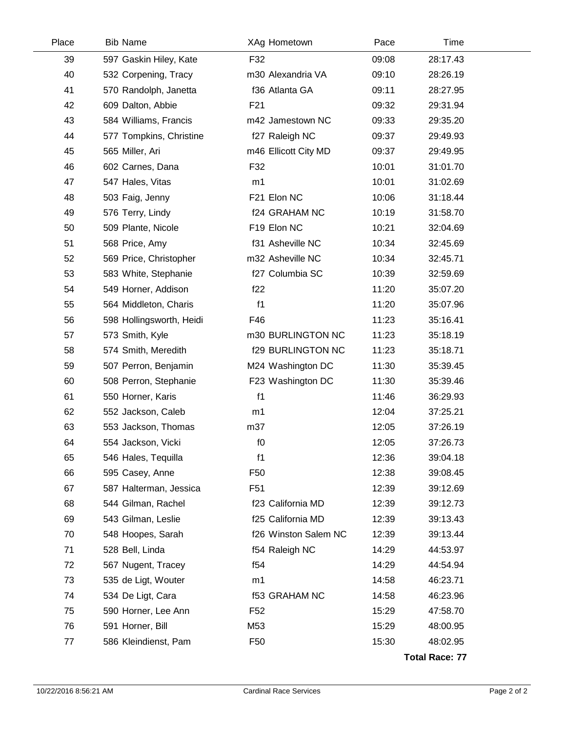| Place | Bib | Name | XAg | Hometown | Pace | Time |
|---|---|---|---|---|---|---|
| 39 | 597 | Gaskin Hiley, Kate | F32 | | 09:08 | 28:17.43 |
| 40 | 532 | Corpening, Tracy | m30 | Alexandria VA | 09:10 | 28:26.19 |
| 41 | 570 | Randolph, Janetta | f36 | Atlanta GA | 09:11 | 28:27.95 |
| 42 | 609 | Dalton, Abbie | F21 | | 09:32 | 29:31.94 |
| 43 | 584 | Williams, Francis | m42 | Jamestown NC | 09:33 | 29:35.20 |
| 44 | 577 | Tompkins, Christine | f27 | Raleigh NC | 09:37 | 29:49.93 |
| 45 | 565 | Miller, Ari | m46 | Ellicott City MD | 09:37 | 29:49.95 |
| 46 | 602 | Carnes, Dana | F32 | | 10:01 | 31:01.70 |
| 47 | 547 | Hales, Vitas | m1 | | 10:01 | 31:02.69 |
| 48 | 503 | Faig, Jenny | F21 | Elon NC | 10:06 | 31:18.44 |
| 49 | 576 | Terry, Lindy | f24 | GRAHAM NC | 10:19 | 31:58.70 |
| 50 | 509 | Plante, Nicole | F19 | Elon NC | 10:21 | 32:04.69 |
| 51 | 568 | Price, Amy | f31 | Asheville NC | 10:34 | 32:45.69 |
| 52 | 569 | Price, Christopher | m32 | Asheville NC | 10:34 | 32:45.71 |
| 53 | 583 | White, Stephanie | f27 | Columbia SC | 10:39 | 32:59.69 |
| 54 | 549 | Horner, Addison | f22 | | 11:20 | 35:07.20 |
| 55 | 564 | Middleton, Charis | f1 | | 11:20 | 35:07.96 |
| 56 | 598 | Hollingsworth, Heidi | F46 | | 11:23 | 35:16.41 |
| 57 | 573 | Smith, Kyle | m30 | BURLINGTON NC | 11:23 | 35:18.19 |
| 58 | 574 | Smith, Meredith | f29 | BURLINGTON NC | 11:23 | 35:18.71 |
| 59 | 507 | Perron, Benjamin | M24 | Washington DC | 11:30 | 35:39.45 |
| 60 | 508 | Perron, Stephanie | F23 | Washington DC | 11:30 | 35:39.46 |
| 61 | 550 | Horner, Karis | f1 | | 11:46 | 36:29.93 |
| 62 | 552 | Jackson, Caleb | m1 | | 12:04 | 37:25.21 |
| 63 | 553 | Jackson, Thomas | m37 | | 12:05 | 37:26.19 |
| 64 | 554 | Jackson, Vicki | f0 | | 12:05 | 37:26.73 |
| 65 | 546 | Hales, Tequilla | f1 | | 12:36 | 39:04.18 |
| 66 | 595 | Casey, Anne | F50 | | 12:38 | 39:08.45 |
| 67 | 587 | Halterman, Jessica | F51 | | 12:39 | 39:12.69 |
| 68 | 544 | Gilman, Rachel | f23 | California MD | 12:39 | 39:12.73 |
| 69 | 543 | Gilman, Leslie | f25 | California MD | 12:39 | 39:13.43 |
| 70 | 548 | Hoopes, Sarah | f26 | Winston Salem NC | 12:39 | 39:13.44 |
| 71 | 528 | Bell, Linda | f54 | Raleigh NC | 14:29 | 44:53.97 |
| 72 | 567 | Nugent, Tracey | f54 | | 14:29 | 44:54.94 |
| 73 | 535 | de Ligt, Wouter | m1 | | 14:58 | 46:23.71 |
| 74 | 534 | De Ligt, Cara | f53 | GRAHAM NC | 14:58 | 46:23.96 |
| 75 | 590 | Horner, Lee Ann | F52 | | 15:29 | 47:58.70 |
| 76 | 591 | Horner, Bill | M53 | | 15:29 | 48:00.95 |
| 77 | 586 | Kleindienst, Pam | F50 | | 15:30 | 48:02.95 |

**Total Race: 77**

10/22/2016 8:56:21 AM Cardinal Race Services